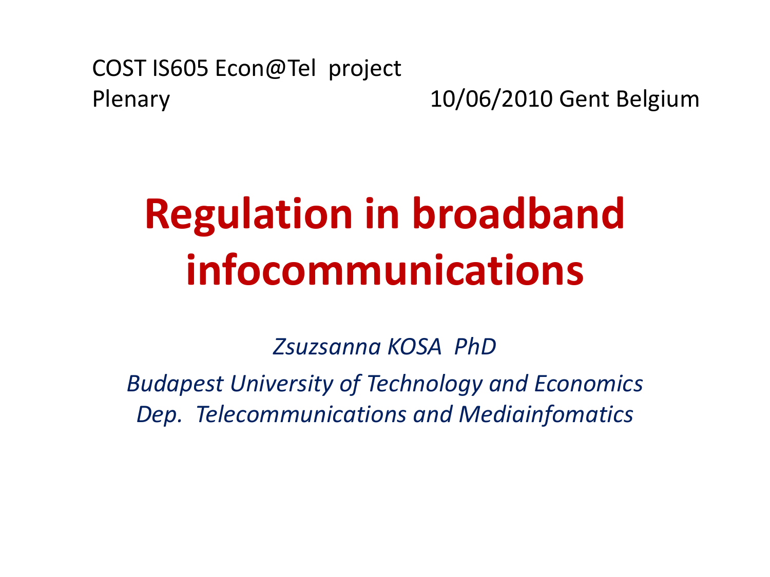COST IS605 Econ@Tel project
Plenary 10/06/2010 Gent Belgium

# Regulation in broadband infocommunications

*Zsuzsanna KOSA PhD*

*Budapest University of Technology and Economics*
*Dep. Telecommunications and Mediainfomatics*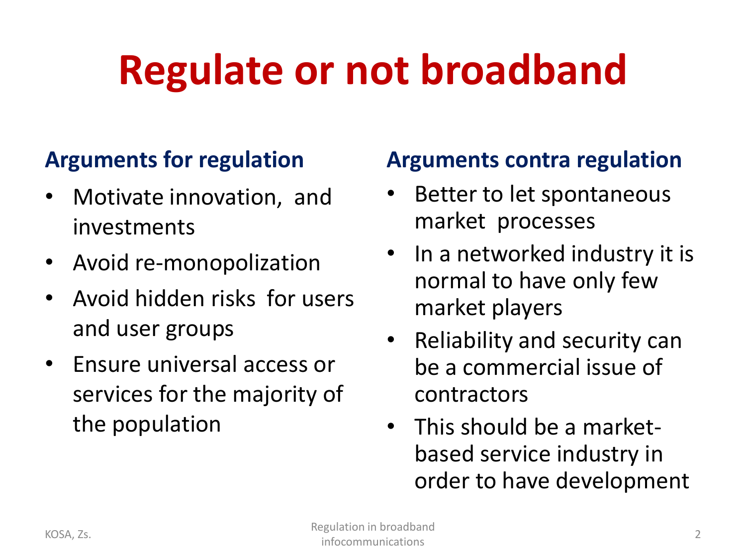# Regulate or not broadband

## Arguments for regulation

- Motivate innovation, and investments
- Avoid re-monopolization
- Avoid hidden risks for users and user groups
- Ensure universal access or services for the majority of the population

## Arguments contra regulation

- Better to let spontaneous market processes
- In a networked industry it is normal to have only few market players
- Reliability and security can be a commercial issue of contractors
- This should be a market-based service industry in order to have development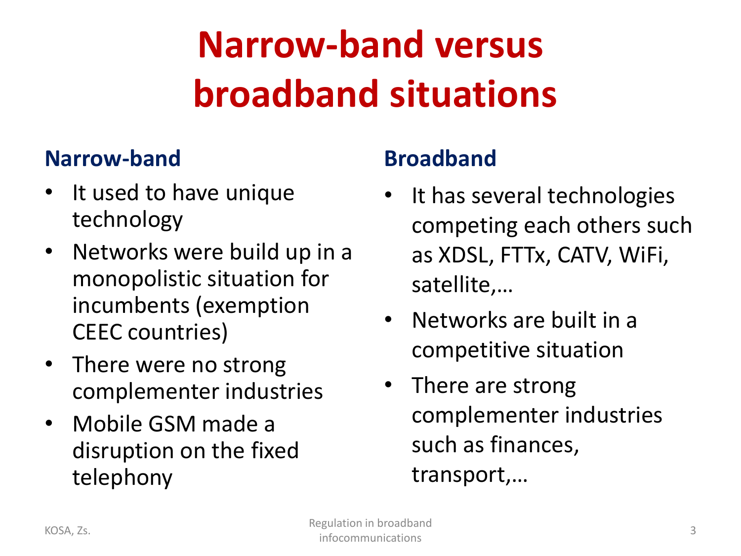# Narrow-band versus broadband situations

## Narrow-band

- It used to have unique technology
- Networks were build up in a monopolistic situation for incumbents (exemption CEEC countries)
- There were no strong complementer industries
- Mobile GSM made a disruption on the fixed telephony

## Broadband

- It has several technologies competing each others such as XDSL, FTTx, CATV, WiFi, satellite,…
- Networks are built in a competitive situation
- There are strong complementer industries such as finances, transport,…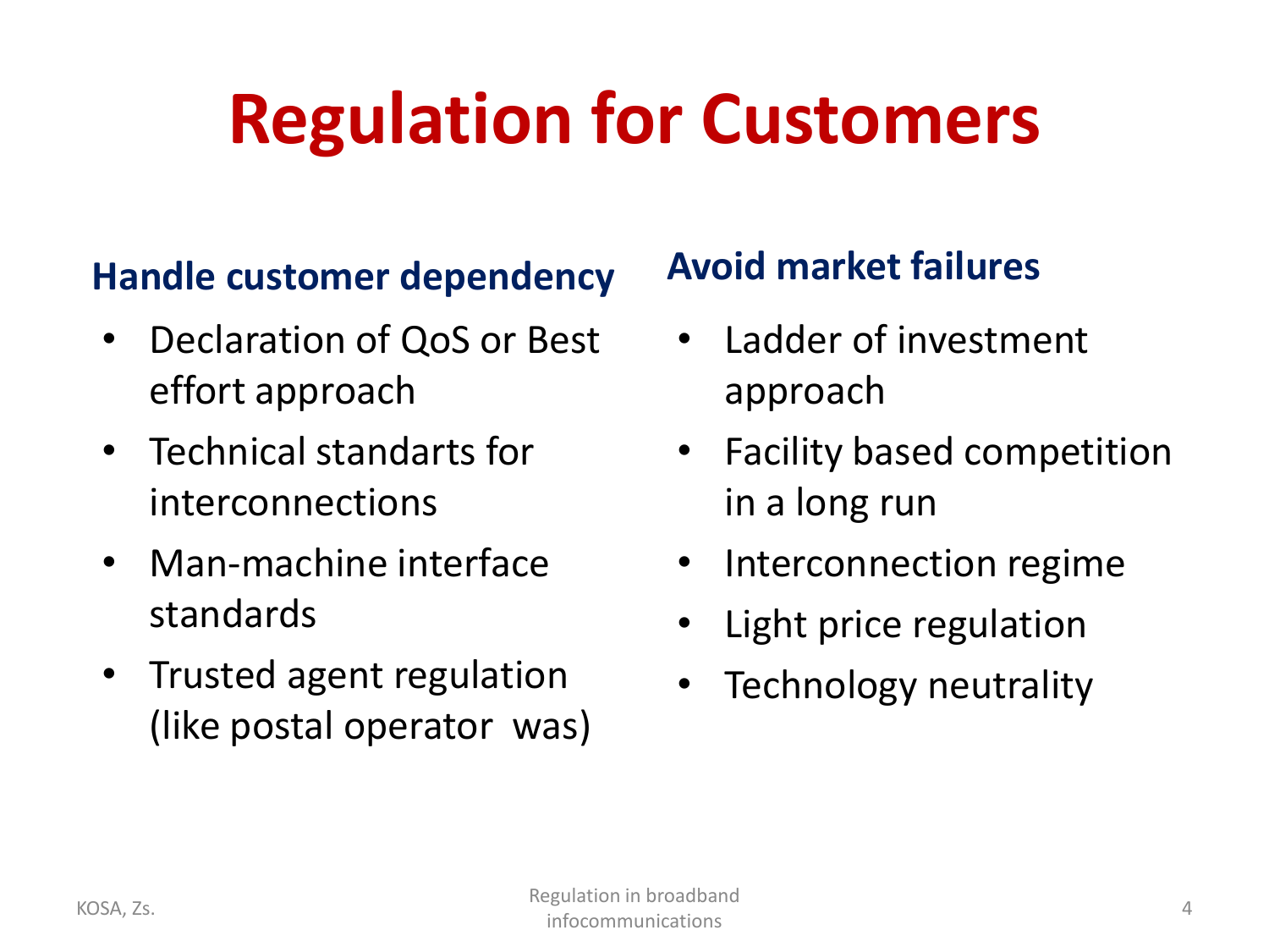# Regulation for Customers

### Handle customer dependency

- Declaration of QoS or Best effort approach
- Technical standarts for interconnections
- Man-machine interface standards
- Trusted agent regulation (like postal operator  was)

### Avoid market failures

- Ladder of investment approach
- Facility based competition in a long run
- Interconnection regime
- Light price regulation
- Technology neutrality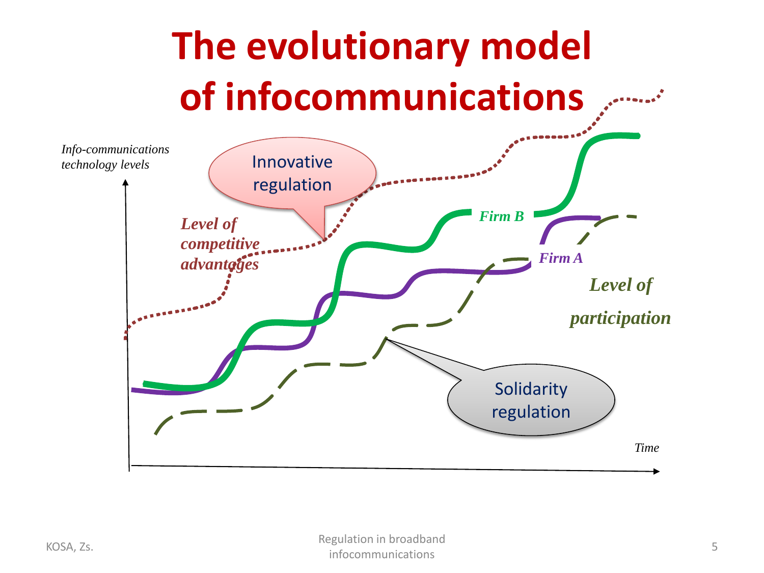# The evolutionary model of infocommunications

*Info-communications technology levels*

Innovative regulation

*Level of competitive advantages*

*Firm B*

*Firm A*

*Level of participation*

Solidarity regulation

*Time*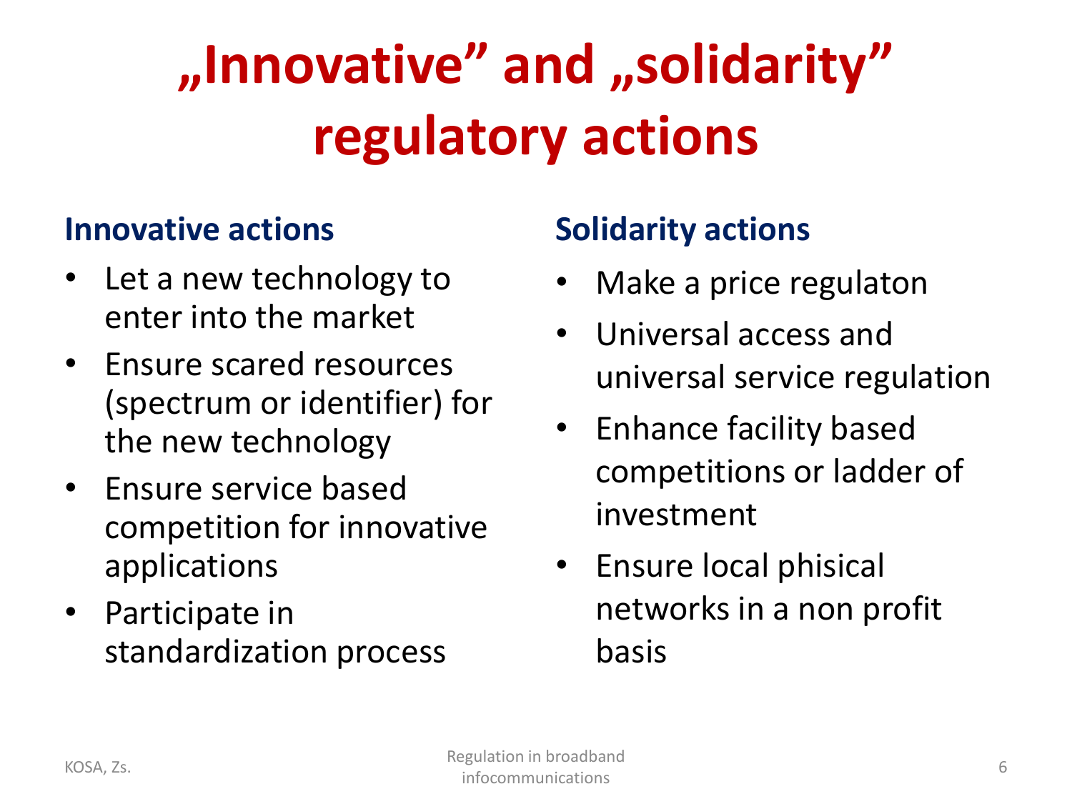# „Innovative” and „solidarity” regulatory actions

## Innovative actions

- Let a new technology to enter into the market
- Ensure scared resources (spectrum or identifier) for the new technology
- Ensure service based competition for innovative applications
- Participate in standardization process

## Solidarity actions

- Make a price regulaton
- Universal access and universal service regulation
- Enhance facility based competitions or ladder of investment
- Ensure local phisical networks in a non profit basis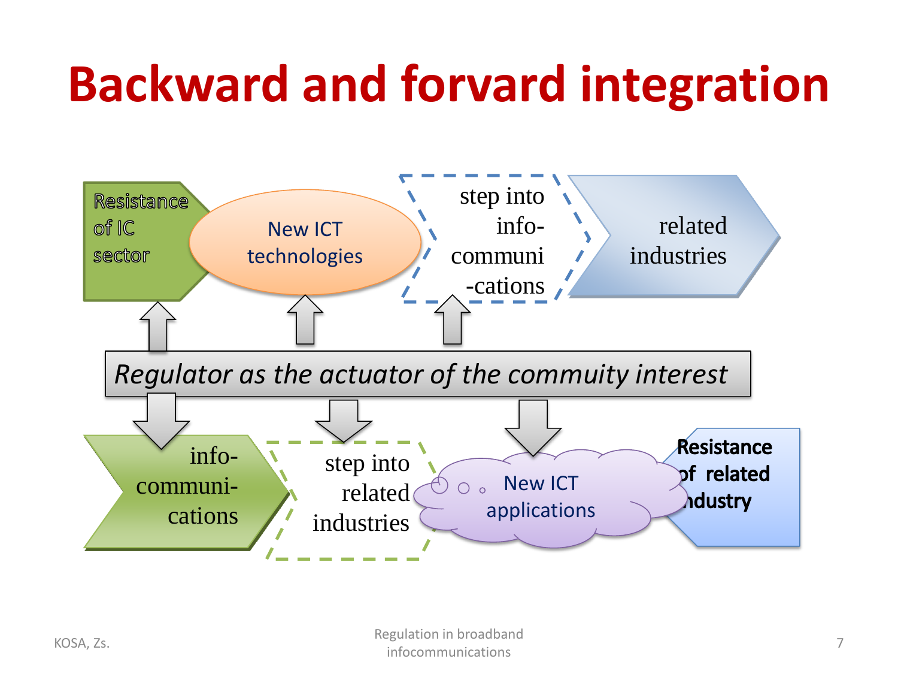# Backward and forvard integration

Resistance of IC sector

New ICT technologies

step into info-communi-cations

related industries

*Regulator as the actuator of the commuity interest*

info-communi-cations

step into related industries

New ICT applications

**Resistance of related industry**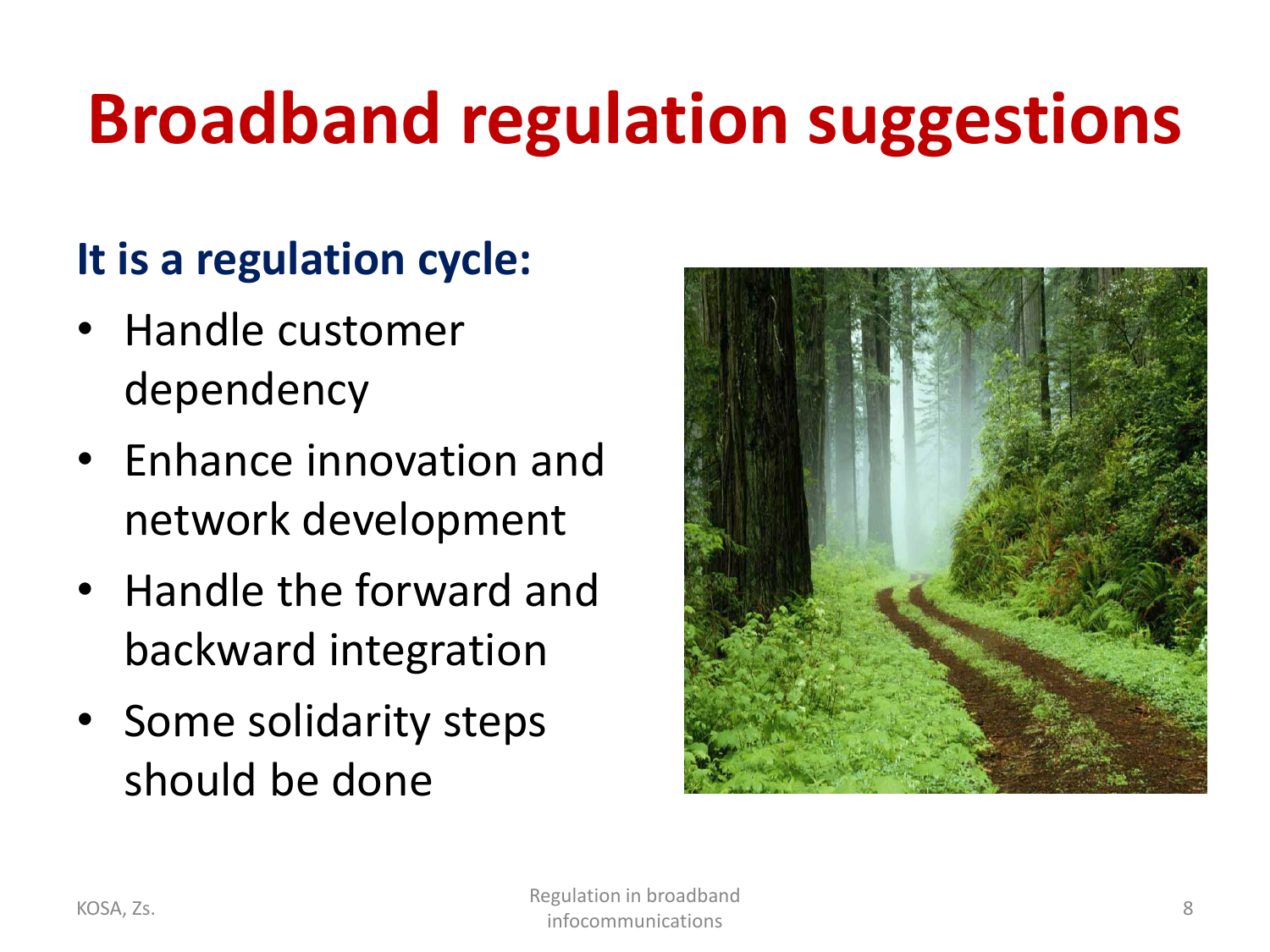# Broadband regulation suggestions

**It is a regulation cycle:**

- Handle customer dependency
- Enhance innovation and network development
- Handle the forward and backward integration
- Some solidarity steps should be done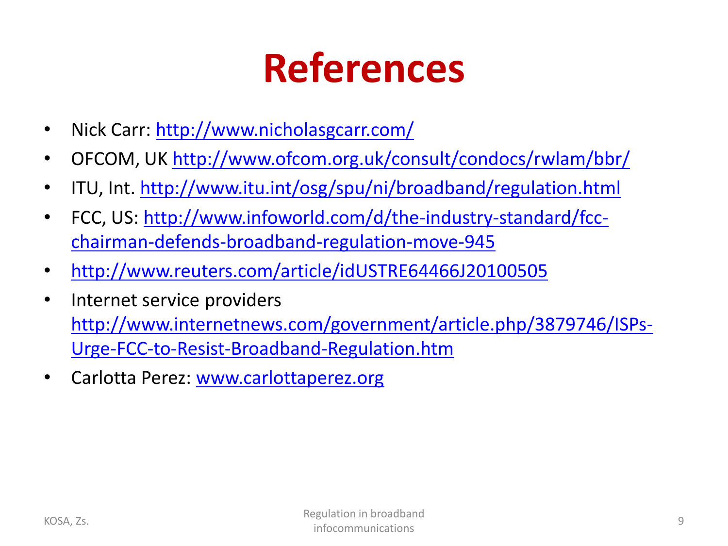# References

- Nick Carr: http://www.nicholasgcarr.com/
- OFCOM, UK http://www.ofcom.org.uk/consult/condocs/rwlam/bbr/
- ITU, Int. http://www.itu.int/osg/spu/ni/broadband/regulation.html
- FCC, US: http://www.infoworld.com/d/the-industry-standard/fcc-chairman-defends-broadband-regulation-move-945
- http://www.reuters.com/article/idUSTRE64466J20100505
- Internet service providers http://www.internetnews.com/government/article.php/3879746/ISPs-Urge-FCC-to-Resist-Broadband-Regulation.htm
- Carlotta Perez: www.carlottaperez.org